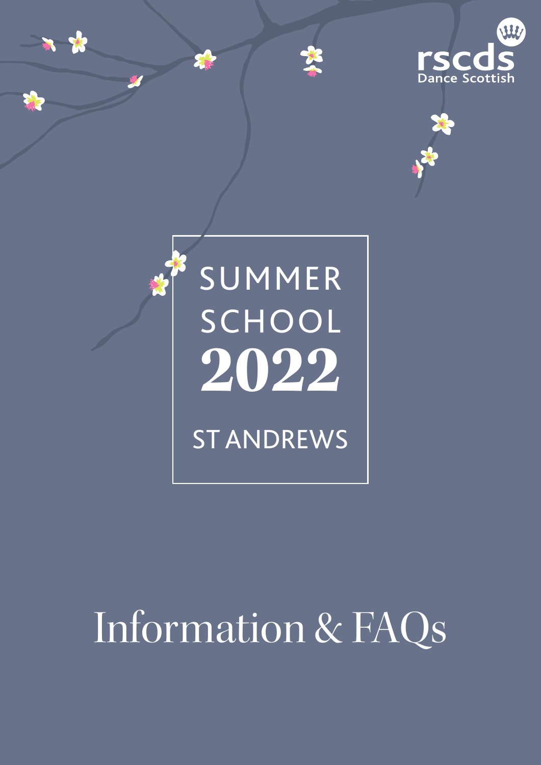rscds
Dance Scottish

# SUMMER SCHOOL 2022

## ST ANDREWS

# Information & FAQs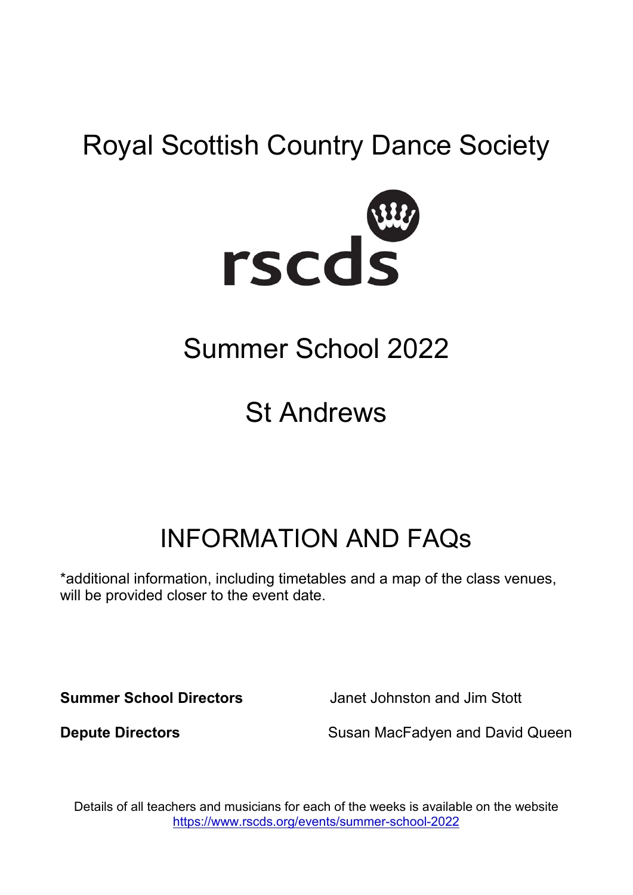# Royal Scottish Country Dance Society

rscds

# Summer School 2022

# St Andrews

# INFORMATION AND FAQs

*additional information, including timetables and a map of the class venues, will be provided closer to the event date.

**Summer School Directors** Janet Johnston and Jim Stott

**Depute Directors** Susan MacFadyen and David Queen

Details of all teachers and musicians for each of the weeks is available on the website https://www.rscds.org/events/summer-school-2022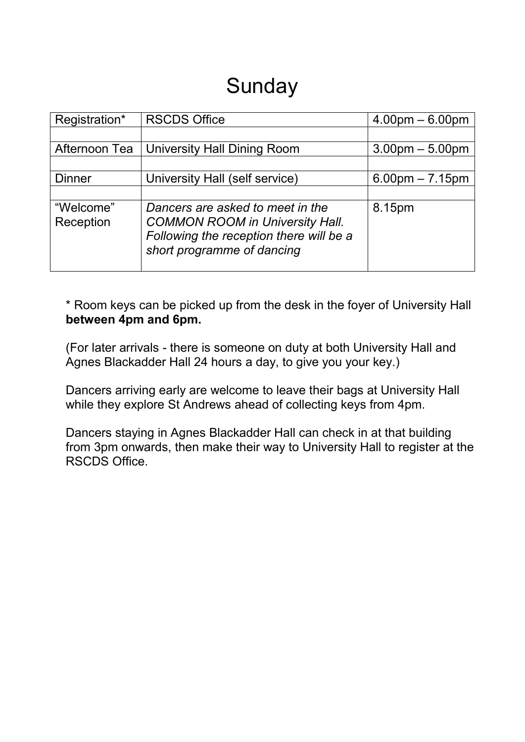# Sunday

| Registration* | RSCDS Office | 4.00pm – 6.00pm |
|---|---|---|
| | | |
| Afternoon Tea | University Hall Dining Room | 3.00pm – 5.00pm |
| | | |
| Dinner | University Hall (self service) | 6.00pm – 7.15pm |
| | | |
| “Welcome” Reception | *Dancers are asked to meet in the COMMON ROOM in University Hall. Following the reception there will be a short programme of dancing* | 8.15pm |

* Room keys can be picked up from the desk in the foyer of University Hall **between 4pm and 6pm.**

(For later arrivals - there is someone on duty at both University Hall and Agnes Blackadder Hall 24 hours a day, to give you your key.)

Dancers arriving early are welcome to leave their bags at University Hall while they explore St Andrews ahead of collecting keys from 4pm.

Dancers staying in Agnes Blackadder Hall can check in at that building from 3pm onwards, then make their way to University Hall to register at the RSCDS Office.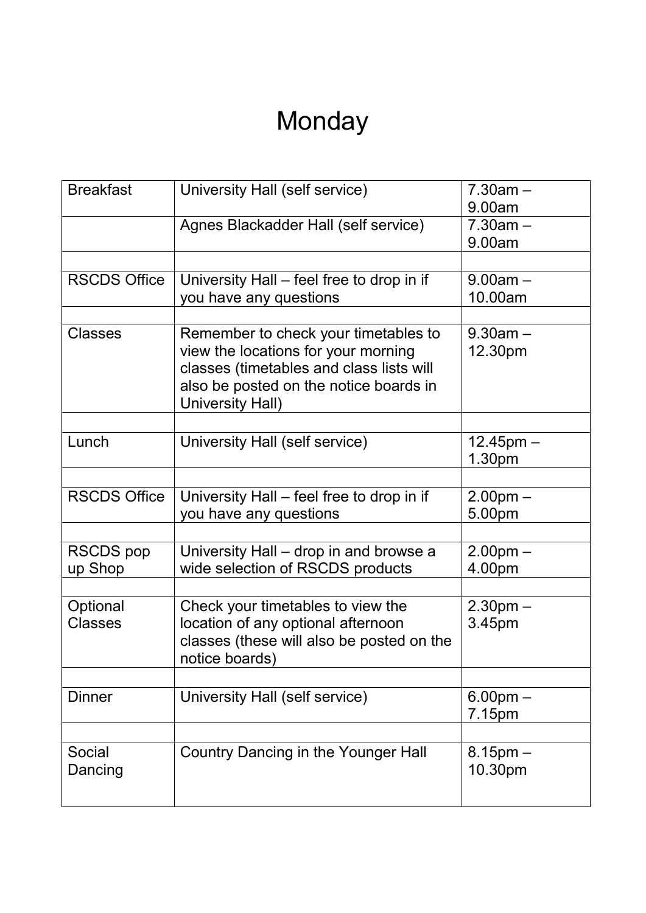# Monday

| | | |
|---|---|---|
| Breakfast | University Hall (self service) | 7.30am – 9.00am |
| | Agnes Blackadder Hall (self service) | 7.30am – 9.00am |
| | | |
| RSCDS Office | University Hall – feel free to drop in if you have any questions | 9.00am – 10.00am |
| | | |
| Classes | Remember to check your timetables to view the locations for your morning classes (timetables and class lists will also be posted on the notice boards in University Hall) | 9.30am – 12.30pm |
| | | |
| Lunch | University Hall (self service) | 12.45pm – 1.30pm |
| | | |
| RSCDS Office | University Hall – feel free to drop in if you have any questions | 2.00pm – 5.00pm |
| | | |
| RSCDS pop up Shop | University Hall – drop in and browse a wide selection of RSCDS products | 2.00pm – 4.00pm |
| | | |
| Optional Classes | Check your timetables to view the location of any optional afternoon classes (these will also be posted on the notice boards) | 2.30pm – 3.45pm |
| | | |
| Dinner | University Hall (self service) | 6.00pm – 7.15pm |
| | | |
| Social Dancing | Country Dancing in the Younger Hall | 8.15pm – 10.30pm |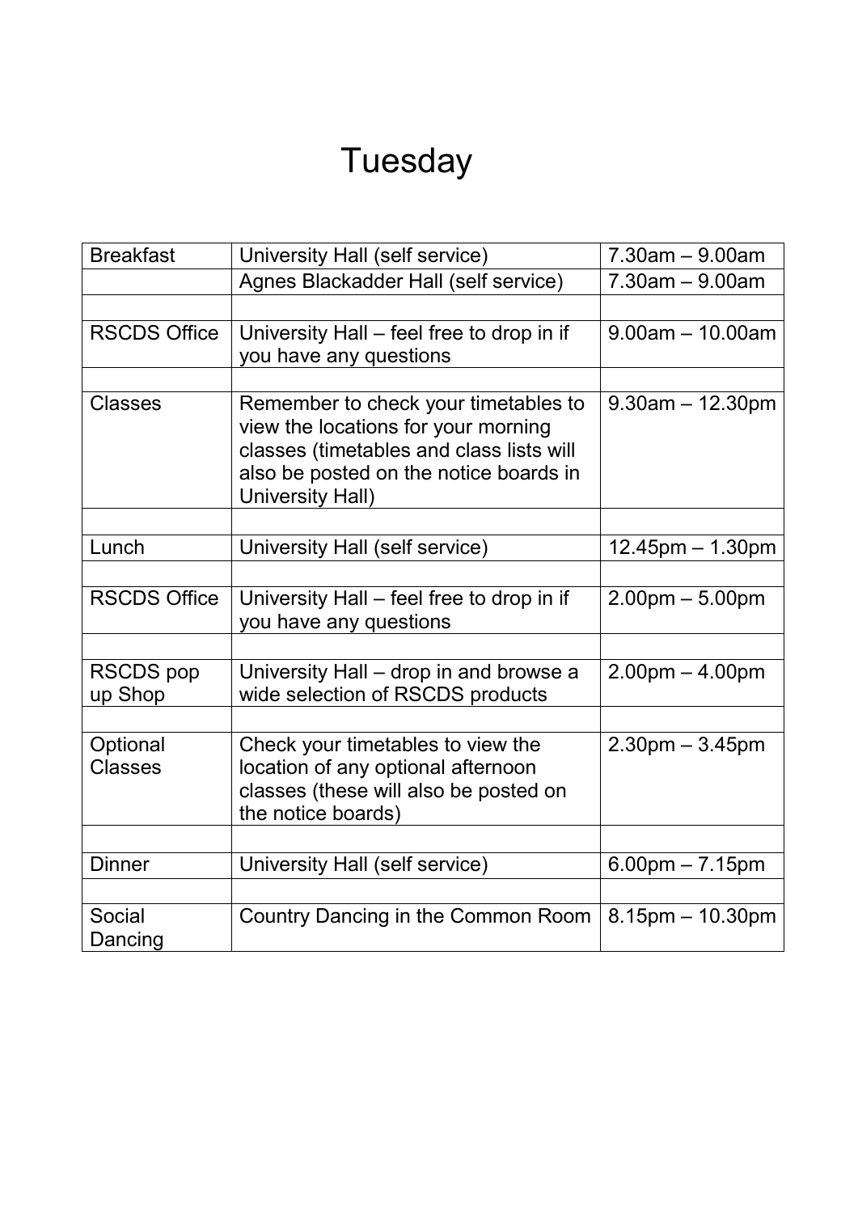# Tuesday

| | | |
|---|---|---|
| Breakfast | University Hall (self service) | 7.30am – 9.00am |
| | Agnes Blackadder Hall (self service) | 7.30am – 9.00am |
| | | |
| RSCDS Office | University Hall – feel free to drop in if you have any questions | 9.00am – 10.00am |
| | | |
| Classes | Remember to check your timetables to view the locations for your morning classes (timetables and class lists will also be posted on the notice boards in University Hall) | 9.30am – 12.30pm |
| | | |
| Lunch | University Hall (self service) | 12.45pm – 1.30pm |
| | | |
| RSCDS Office | University Hall – feel free to drop in if you have any questions | 2.00pm – 5.00pm |
| | | |
| RSCDS pop up Shop | University Hall – drop in and browse a wide selection of RSCDS products | 2.00pm – 4.00pm |
| | | |
| Optional Classes | Check your timetables to view the location of any optional afternoon classes (these will also be posted on the notice boards) | 2.30pm – 3.45pm |
| | | |
| Dinner | University Hall (self service) | 6.00pm – 7.15pm |
| | | |
| Social Dancing | Country Dancing in the Common Room | 8.15pm – 10.30pm |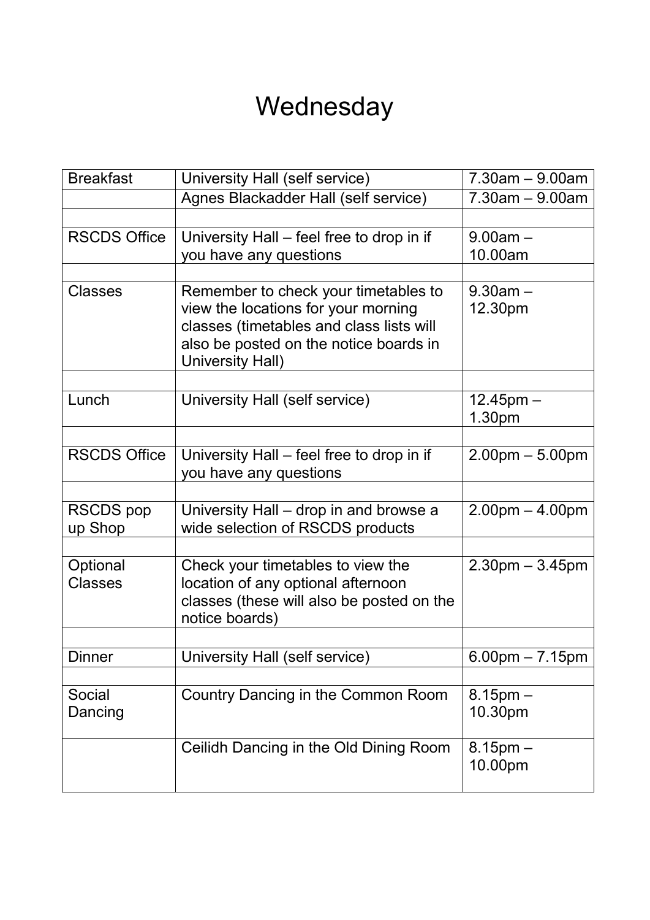# Wednesday

| | | |
|---|---|---|
| Breakfast | University Hall (self service) | 7.30am – 9.00am |
| | Agnes Blackadder Hall (self service) | 7.30am – 9.00am |
| | | |
| RSCDS Office | University Hall – feel free to drop in if you have any questions | 9.00am – 10.00am |
| | | |
| Classes | Remember to check your timetables to view the locations for your morning classes (timetables and class lists will also be posted on the notice boards in University Hall) | 9.30am – 12.30pm |
| | | |
| Lunch | University Hall (self service) | 12.45pm – 1.30pm |
| | | |
| RSCDS Office | University Hall – feel free to drop in if you have any questions | 2.00pm – 5.00pm |
| | | |
| RSCDS pop up Shop | University Hall – drop in and browse a wide selection of RSCDS products | 2.00pm – 4.00pm |
| | | |
| Optional Classes | Check your timetables to view the location of any optional afternoon classes (these will also be posted on the notice boards) | 2.30pm – 3.45pm |
| | | |
| Dinner | University Hall (self service) | 6.00pm – 7.15pm |
| | | |
| Social Dancing | Country Dancing in the Common Room | 8.15pm – 10.30pm |
| | Ceilidh Dancing in the Old Dining Room | 8.15pm – 10.00pm |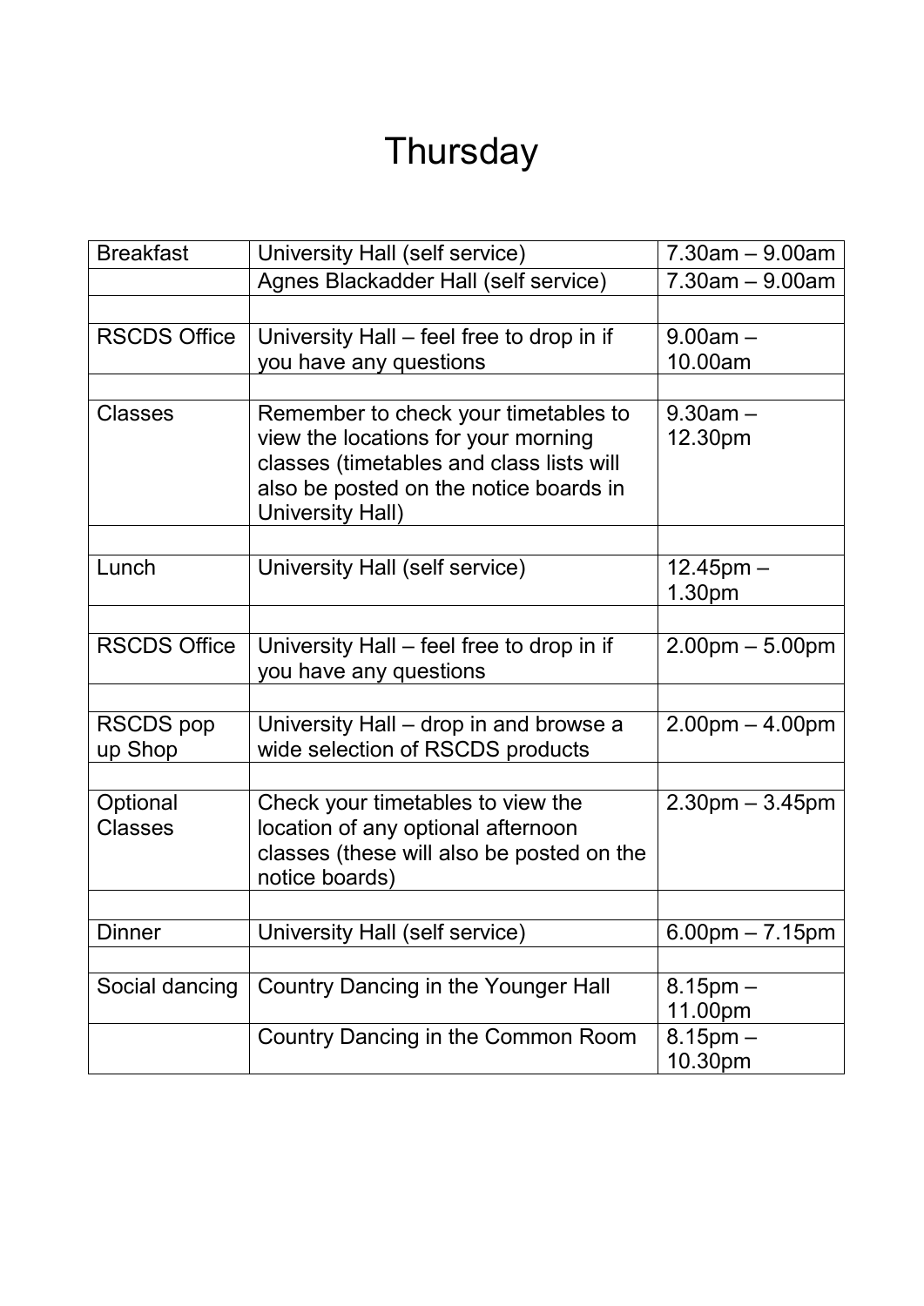# Thursday

| | | |
|---|---|---|
| Breakfast | University Hall (self service) | 7.30am – 9.00am |
| | Agnes Blackadder Hall (self service) | 7.30am – 9.00am |
| | | |
| RSCDS Office | University Hall – feel free to drop in if you have any questions | 9.00am – 10.00am |
| | | |
| Classes | Remember to check your timetables to view the locations for your morning classes (timetables and class lists will also be posted on the notice boards in University Hall) | 9.30am – 12.30pm |
| | | |
| Lunch | University Hall (self service) | 12.45pm – 1.30pm |
| | | |
| RSCDS Office | University Hall – feel free to drop in if you have any questions | 2.00pm – 5.00pm |
| | | |
| RSCDS pop up Shop | University Hall – drop in and browse a wide selection of RSCDS products | 2.00pm – 4.00pm |
| | | |
| Optional Classes | Check your timetables to view the location of any optional afternoon classes (these will also be posted on the notice boards) | 2.30pm – 3.45pm |
| | | |
| Dinner | University Hall (self service) | 6.00pm – 7.15pm |
| | | |
| Social dancing | Country Dancing in the Younger Hall | 8.15pm – 11.00pm |
| | Country Dancing in the Common Room | 8.15pm – 10.30pm |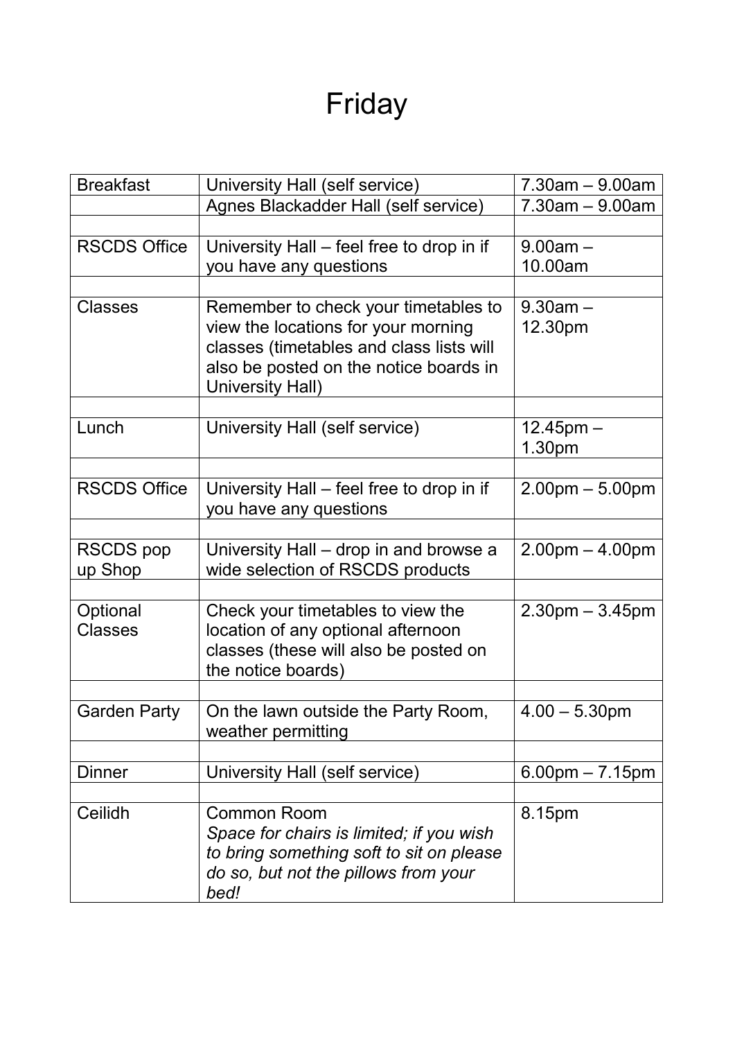# Friday

| | | |
|---|---|---|
| Breakfast | University Hall (self service) | 7.30am – 9.00am |
| | Agnes Blackadder Hall (self service) | 7.30am – 9.00am |
| | | |
| RSCDS Office | University Hall – feel free to drop in if you have any questions | 9.00am – 10.00am |
| | | |
| Classes | Remember to check your timetables to view the locations for your morning classes (timetables and class lists will also be posted on the notice boards in University Hall) | 9.30am – 12.30pm |
| | | |
| Lunch | University Hall (self service) | 12.45pm – 1.30pm |
| | | |
| RSCDS Office | University Hall – feel free to drop in if you have any questions | 2.00pm – 5.00pm |
| | | |
| RSCDS pop up Shop | University Hall – drop in and browse a wide selection of RSCDS products | 2.00pm – 4.00pm |
| | | |
| Optional Classes | Check your timetables to view the location of any optional afternoon classes (these will also be posted on the notice boards) | 2.30pm – 3.45pm |
| | | |
| Garden Party | On the lawn outside the Party Room, weather permitting | 4.00 – 5.30pm |
| | | |
| Dinner | University Hall (self service) | 6.00pm – 7.15pm |
| | | |
| Ceilidh | Common Room *Space for chairs is limited; if you wish to bring something soft to sit on please do so, but not the pillows from your bed!* | 8.15pm |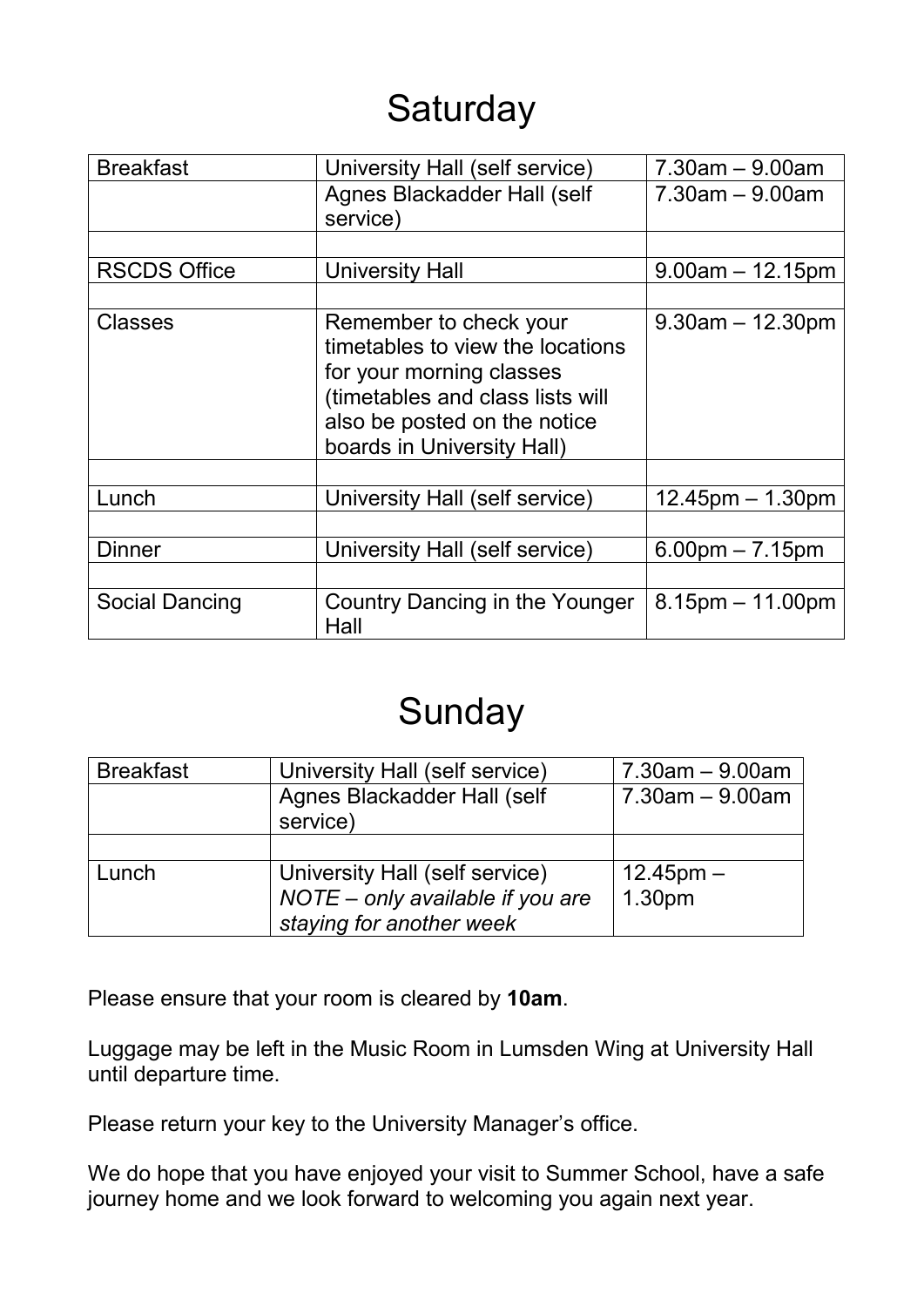# Saturday

| | | |
|---|---|---|
| Breakfast | University Hall (self service) | 7.30am – 9.00am |
| | Agnes Blackadder Hall (self service) | 7.30am – 9.00am |
| | | |
| RSCDS Office | University Hall | 9.00am – 12.15pm |
| | | |
| Classes | Remember to check your timetables to view the locations for your morning classes (timetables and class lists will also be posted on the notice boards in University Hall) | 9.30am – 12.30pm |
| | | |
| Lunch | University Hall (self service) | 12.45pm – 1.30pm |
| | | |
| Dinner | University Hall (self service) | 6.00pm – 7.15pm |
| | | |
| Social Dancing | Country Dancing in the Younger Hall | 8.15pm – 11.00pm |

# Sunday

| | | |
|---|---|---|
| Breakfast | University Hall (self service) | 7.30am – 9.00am |
| | Agnes Blackadder Hall (self service) | 7.30am – 9.00am |
| | | |
| Lunch | University Hall (self service) *NOTE – only available if you are staying for another week* | 12.45pm – 1.30pm |

Please ensure that your room is cleared by **10am**.

Luggage may be left in the Music Room in Lumsden Wing at University Hall until departure time.

Please return your key to the University Manager's office.

We do hope that you have enjoyed your visit to Summer School, have a safe journey home and we look forward to welcoming you again next year.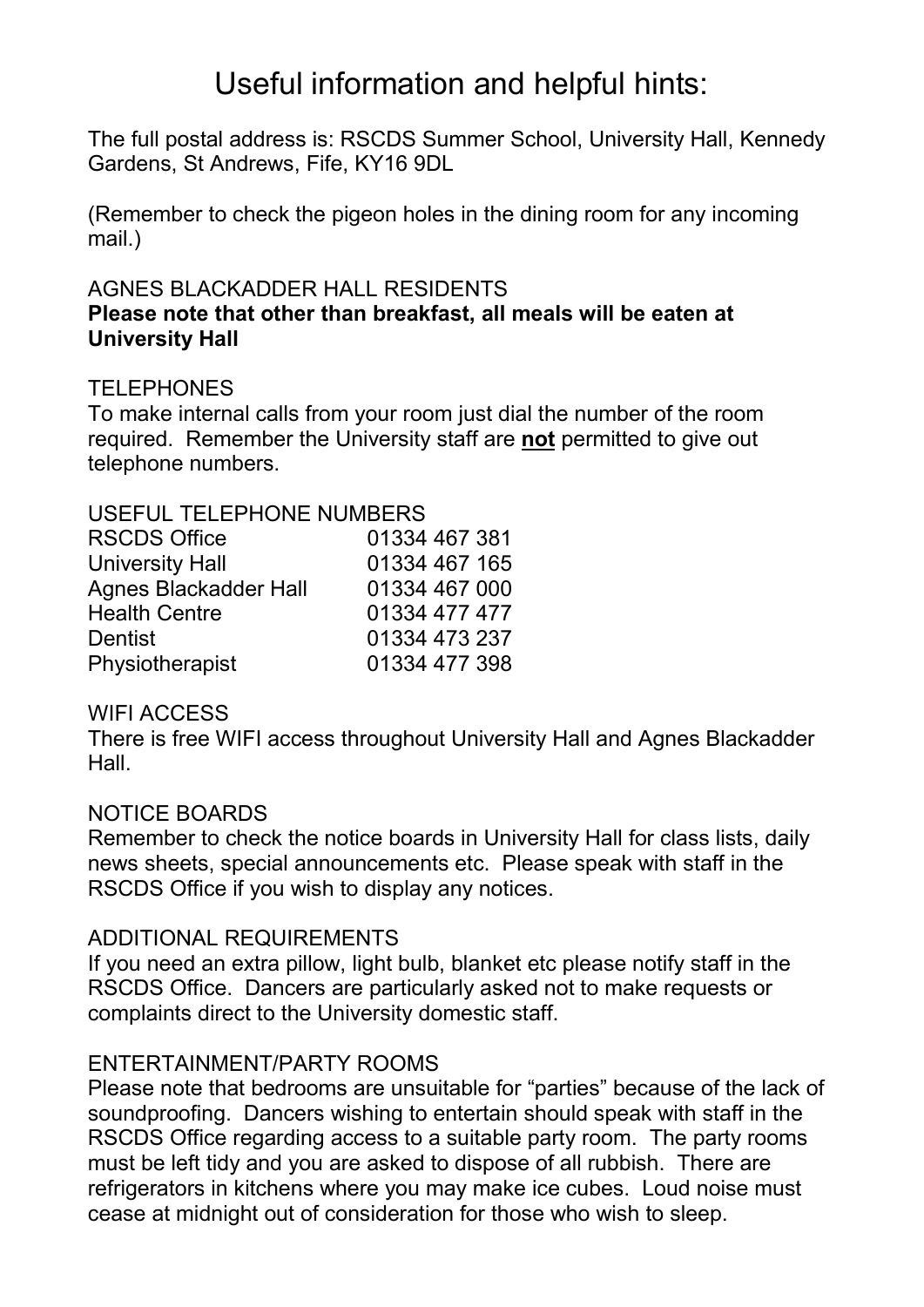# Useful information and helpful hints:

The full postal address is: RSCDS Summer School, University Hall, Kennedy Gardens, St Andrews, Fife, KY16 9DL

(Remember to check the pigeon holes in the dining room for any incoming mail.)

AGNES BLACKADDER HALL RESIDENTS
**Please note that other than breakfast, all meals will be eaten at University Hall**

TELEPHONES
To make internal calls from your room just dial the number of the room required. Remember the University staff are **not** permitted to give out telephone numbers.

USEFUL TELEPHONE NUMBERS

| | |
|---|---|
| RSCDS Office | 01334 467 381 |
| University Hall | 01334 467 165 |
| Agnes Blackadder Hall | 01334 467 000 |
| Health Centre | 01334 477 477 |
| Dentist | 01334 473 237 |
| Physiotherapist | 01334 477 398 |

WIFI ACCESS
There is free WIFI access throughout University Hall and Agnes Blackadder Hall.

NOTICE BOARDS
Remember to check the notice boards in University Hall for class lists, daily news sheets, special announcements etc. Please speak with staff in the RSCDS Office if you wish to display any notices.

ADDITIONAL REQUIREMENTS
If you need an extra pillow, light bulb, blanket etc please notify staff in the RSCDS Office. Dancers are particularly asked not to make requests or complaints direct to the University domestic staff.

ENTERTAINMENT/PARTY ROOMS
Please note that bedrooms are unsuitable for "parties" because of the lack of soundproofing. Dancers wishing to entertain should speak with staff in the RSCDS Office regarding access to a suitable party room. The party rooms must be left tidy and you are asked to dispose of all rubbish. There are refrigerators in kitchens where you may make ice cubes. Loud noise must cease at midnight out of consideration for those who wish to sleep.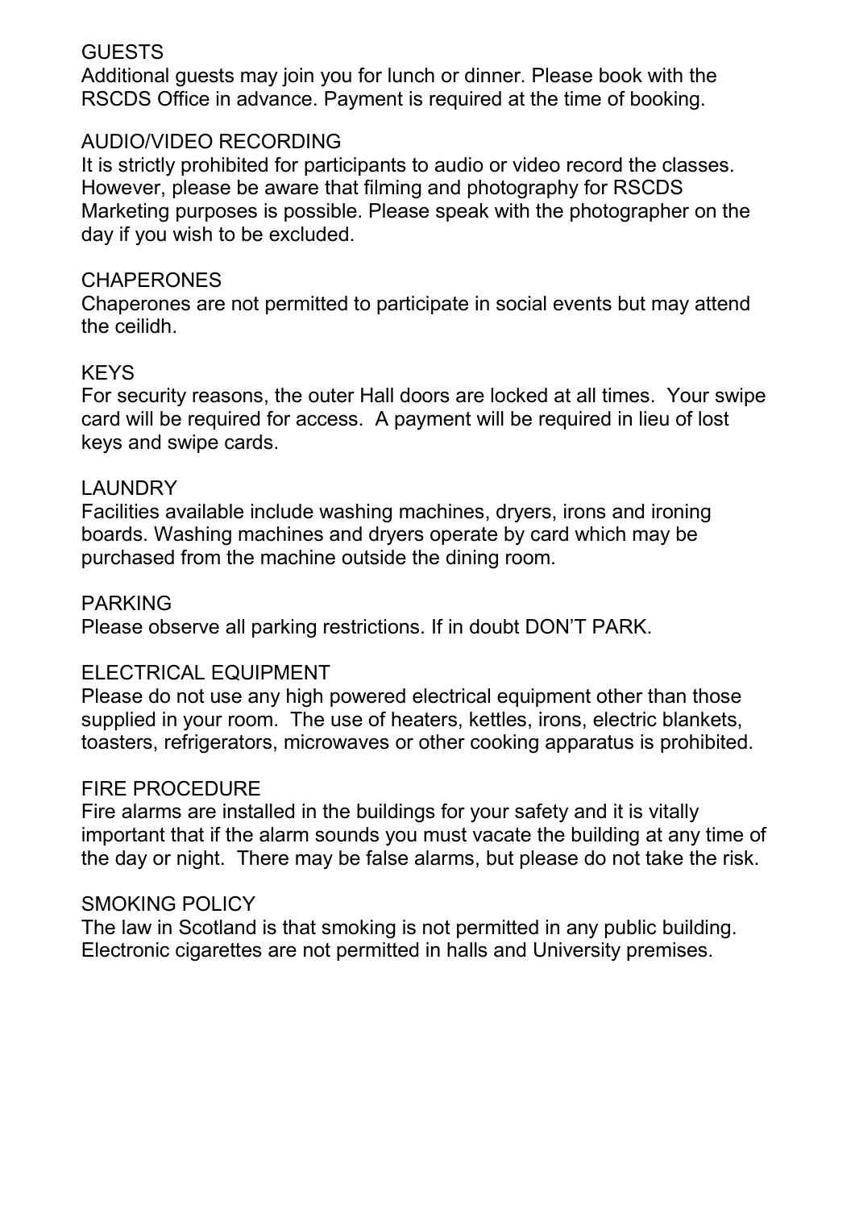## GUESTS

Additional guests may join you for lunch or dinner. Please book with the RSCDS Office in advance. Payment is required at the time of booking.

## AUDIO/VIDEO RECORDING

It is strictly prohibited for participants to audio or video record the classes. However, please be aware that filming and photography for RSCDS Marketing purposes is possible. Please speak with the photographer on the day if you wish to be excluded.

## CHAPERONES

Chaperones are not permitted to participate in social events but may attend the ceilidh.

## KEYS

For security reasons, the outer Hall doors are locked at all times. Your swipe card will be required for access. A payment will be required in lieu of lost keys and swipe cards.

## LAUNDRY

Facilities available include washing machines, dryers, irons and ironing boards. Washing machines and dryers operate by card which may be purchased from the machine outside the dining room.

## PARKING

Please observe all parking restrictions. If in doubt DON'T PARK.

## ELECTRICAL EQUIPMENT

Please do not use any high powered electrical equipment other than those supplied in your room. The use of heaters, kettles, irons, electric blankets, toasters, refrigerators, microwaves or other cooking apparatus is prohibited.

## FIRE PROCEDURE

Fire alarms are installed in the buildings for your safety and it is vitally important that if the alarm sounds you must vacate the building at any time of the day or night. There may be false alarms, but please do not take the risk.

## SMOKING POLICY

The law in Scotland is that smoking is not permitted in any public building. Electronic cigarettes are not permitted in halls and University premises.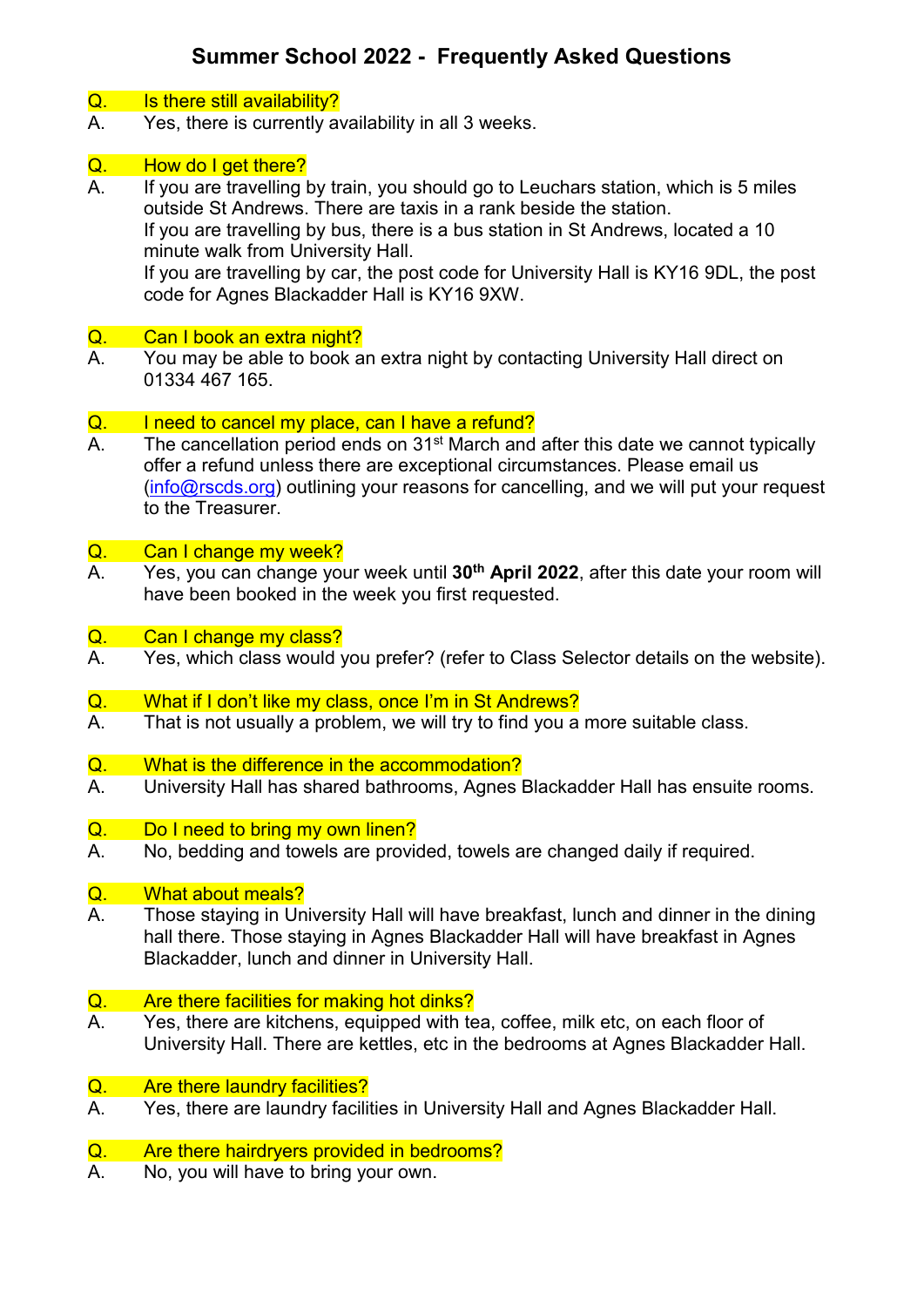# Summer School 2022 - Frequently Asked Questions

**Q.** Is there still availability?

**A.** Yes, there is currently availability in all 3 weeks.

**Q.** How do I get there?

**A.** If you are travelling by train, you should go to Leuchars station, which is 5 miles outside St Andrews. There are taxis in a rank beside the station.
If you are travelling by bus, there is a bus station in St Andrews, located a 10 minute walk from University Hall.
If you are travelling by car, the post code for University Hall is KY16 9DL, the post code for Agnes Blackadder Hall is KY16 9XW.

**Q.** Can I book an extra night?

**A.** You may be able to book an extra night by contacting University Hall direct on 01334 467 165.

**Q.** I need to cancel my place, can I have a refund?

**A.** The cancellation period ends on 31st March and after this date we cannot typically offer a refund unless there are exceptional circumstances. Please email us (info@rscds.org) outlining your reasons for cancelling, and we will put your request to the Treasurer.

**Q.** Can I change my week?

**A.** Yes, you can change your week until **30th April 2022**, after this date your room will have been booked in the week you first requested.

**Q.** Can I change my class?

**A.** Yes, which class would you prefer? (refer to Class Selector details on the website).

**Q.** What if I don't like my class, once I'm in St Andrews?

**A.** That is not usually a problem, we will try to find you a more suitable class.

**Q.** What is the difference in the accommodation?

**A.** University Hall has shared bathrooms, Agnes Blackadder Hall has ensuite rooms.

**Q.** Do I need to bring my own linen?

**A.** No, bedding and towels are provided, towels are changed daily if required.

**Q.** What about meals?

**A.** Those staying in University Hall will have breakfast, lunch and dinner in the dining hall there. Those staying in Agnes Blackadder Hall will have breakfast in Agnes Blackadder, lunch and dinner in University Hall.

**Q.** Are there facilities for making hot dinks?

**A.** Yes, there are kitchens, equipped with tea, coffee, milk etc, on each floor of University Hall. There are kettles, etc in the bedrooms at Agnes Blackadder Hall.

**Q.** Are there laundry facilities?

**A.** Yes, there are laundry facilities in University Hall and Agnes Blackadder Hall.

**Q.** Are there hairdryers provided in bedrooms?

**A.** No, you will have to bring your own.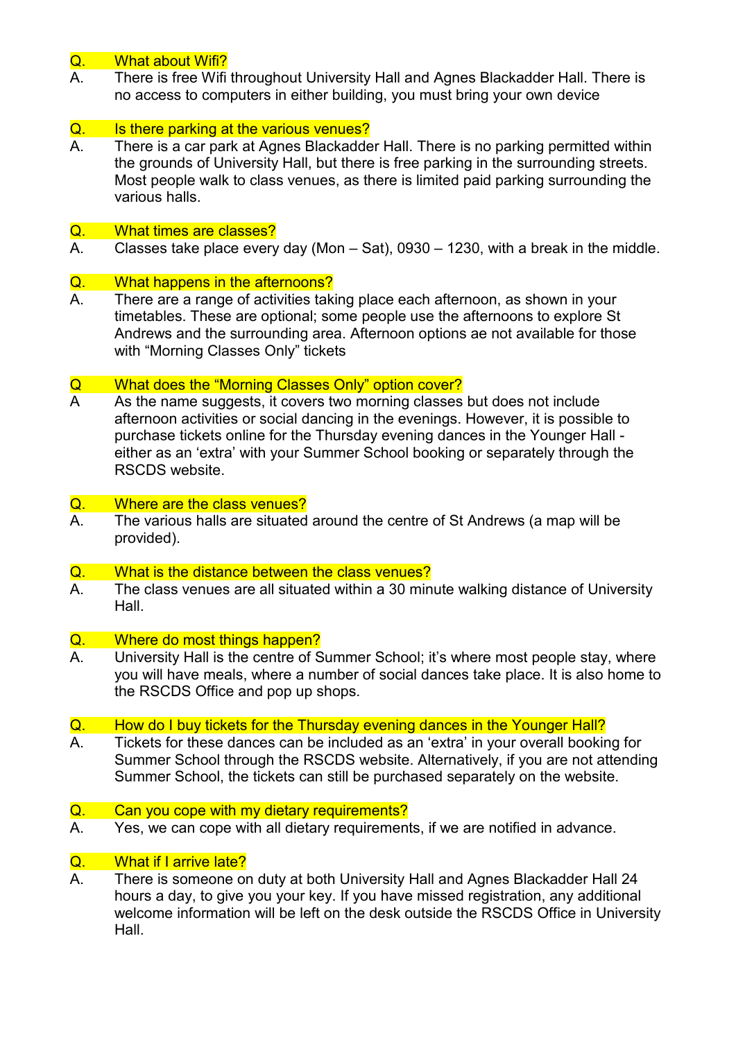**Q. What about Wifi?**

A. There is free Wifi throughout University Hall and Agnes Blackadder Hall. There is no access to computers in either building, you must bring your own device

**Q. Is there parking at the various venues?**

A. There is a car park at Agnes Blackadder Hall. There is no parking permitted within the grounds of University Hall, but there is free parking in the surrounding streets. Most people walk to class venues, as there is limited paid parking surrounding the various halls.

**Q. What times are classes?**

A. Classes take place every day (Mon – Sat), 0930 – 1230, with a break in the middle.

**Q. What happens in the afternoons?**

A. There are a range of activities taking place each afternoon, as shown in your timetables. These are optional; some people use the afternoons to explore St Andrews and the surrounding area. Afternoon options ae not available for those with "Morning Classes Only" tickets

**Q What does the "Morning Classes Only" option cover?**

A As the name suggests, it covers two morning classes but does not include afternoon activities or social dancing in the evenings. However, it is possible to purchase tickets online for the Thursday evening dances in the Younger Hall - either as an 'extra' with your Summer School booking or separately through the RSCDS website.

**Q. Where are the class venues?**

A. The various halls are situated around the centre of St Andrews (a map will be provided).

**Q. What is the distance between the class venues?**

A. The class venues are all situated within a 30 minute walking distance of University Hall.

**Q. Where do most things happen?**

A. University Hall is the centre of Summer School; it's where most people stay, where you will have meals, where a number of social dances take place. It is also home to the RSCDS Office and pop up shops.

**Q. How do I buy tickets for the Thursday evening dances in the Younger Hall?**

A. Tickets for these dances can be included as an 'extra' in your overall booking for Summer School through the RSCDS website. Alternatively, if you are not attending Summer School, the tickets can still be purchased separately on the website.

**Q. Can you cope with my dietary requirements?**

A. Yes, we can cope with all dietary requirements, if we are notified in advance.

**Q. What if I arrive late?**

A. There is someone on duty at both University Hall and Agnes Blackadder Hall 24 hours a day, to give you your key. If you have missed registration, any additional welcome information will be left on the desk outside the RSCDS Office in University Hall.